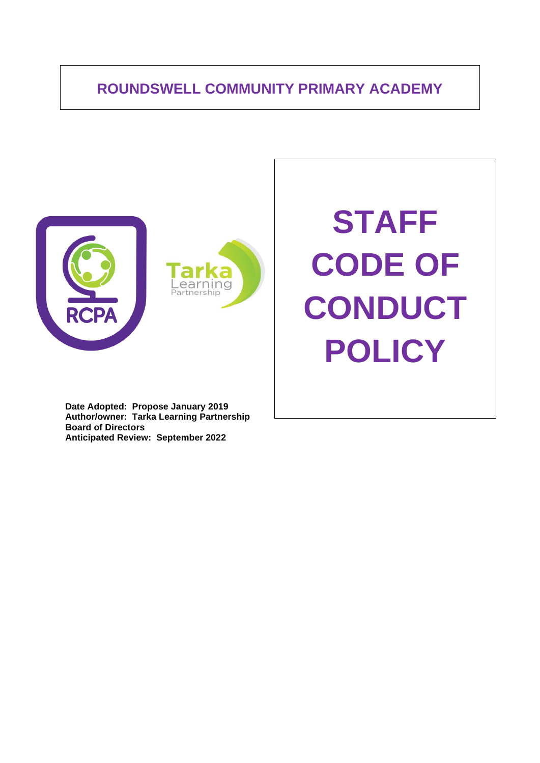# ROUNDSWELL COMMUNITY PRIMARY ACADEMY

# STAFF CODE OF CONDUCT POLICY

**Date Adopted: Propose January 2019**
**Author/owner: Tarka Learning Partnership Board of Directors**
**Anticipated Review: September 2022**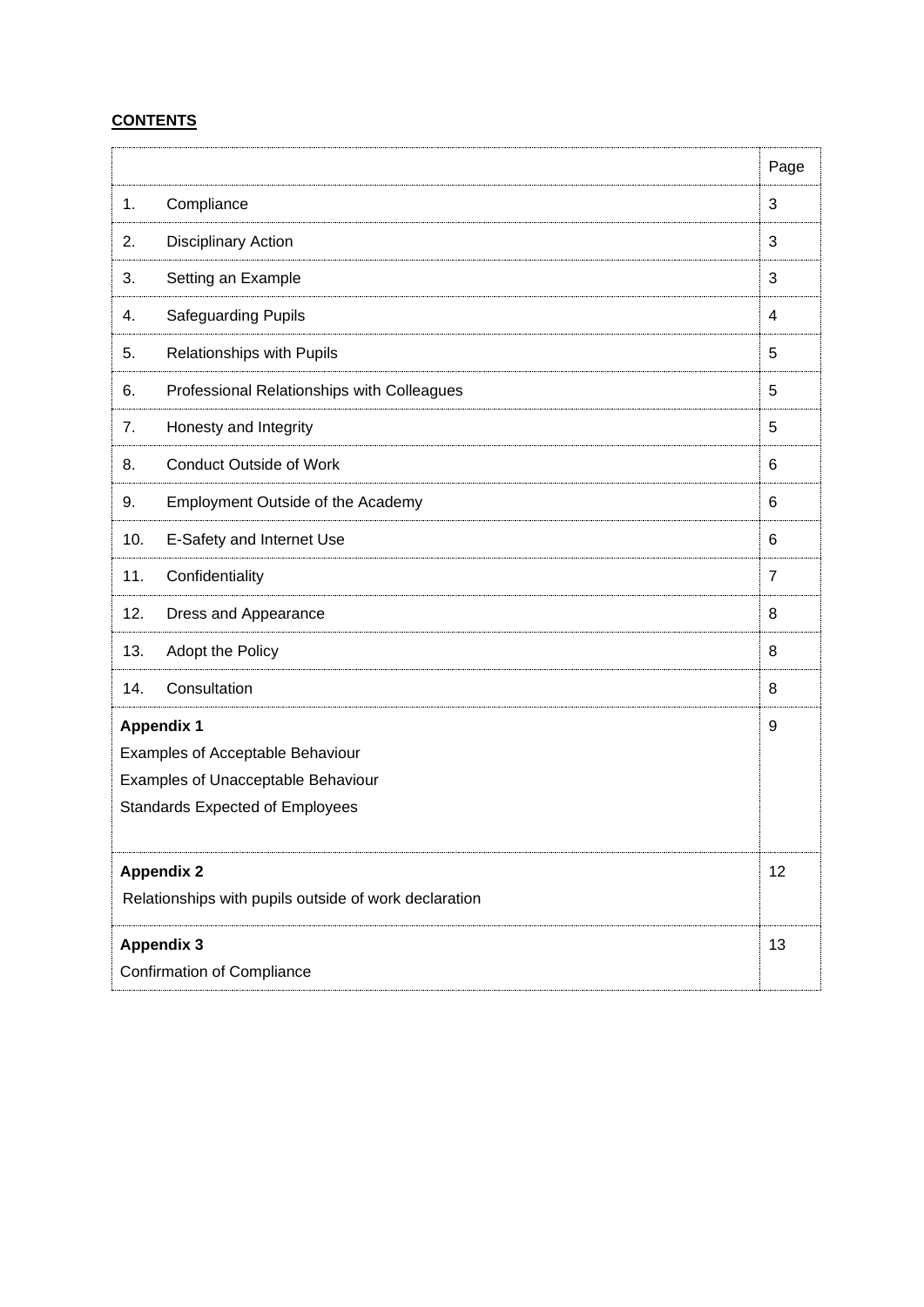**CONTENTS**

| | Page |
|---|---|
| 1. Compliance | 3 |
| 2. Disciplinary Action | 3 |
| 3. Setting an Example | 3 |
| 4. Safeguarding Pupils | 4 |
| 5. Relationships with Pupils | 5 |
| 6. Professional Relationships with Colleagues | 5 |
| 7. Honesty and Integrity | 5 |
| 8. Conduct Outside of Work | 6 |
| 9. Employment Outside of the Academy | 6 |
| 10. E-Safety and Internet Use | 6 |
| 11. Confidentiality | 7 |
| 12. Dress and Appearance | 8 |
| 13. Adopt the Policy | 8 |
| 14. Consultation | 8 |
| **Appendix 1**<br>Examples of Acceptable Behaviour<br>Examples of Unacceptable Behaviour<br>Standards Expected of Employees | 9 |
| **Appendix 2**<br>Relationships with pupils outside of work declaration | 12 |
| **Appendix 3**<br>Confirmation of Compliance | 13 |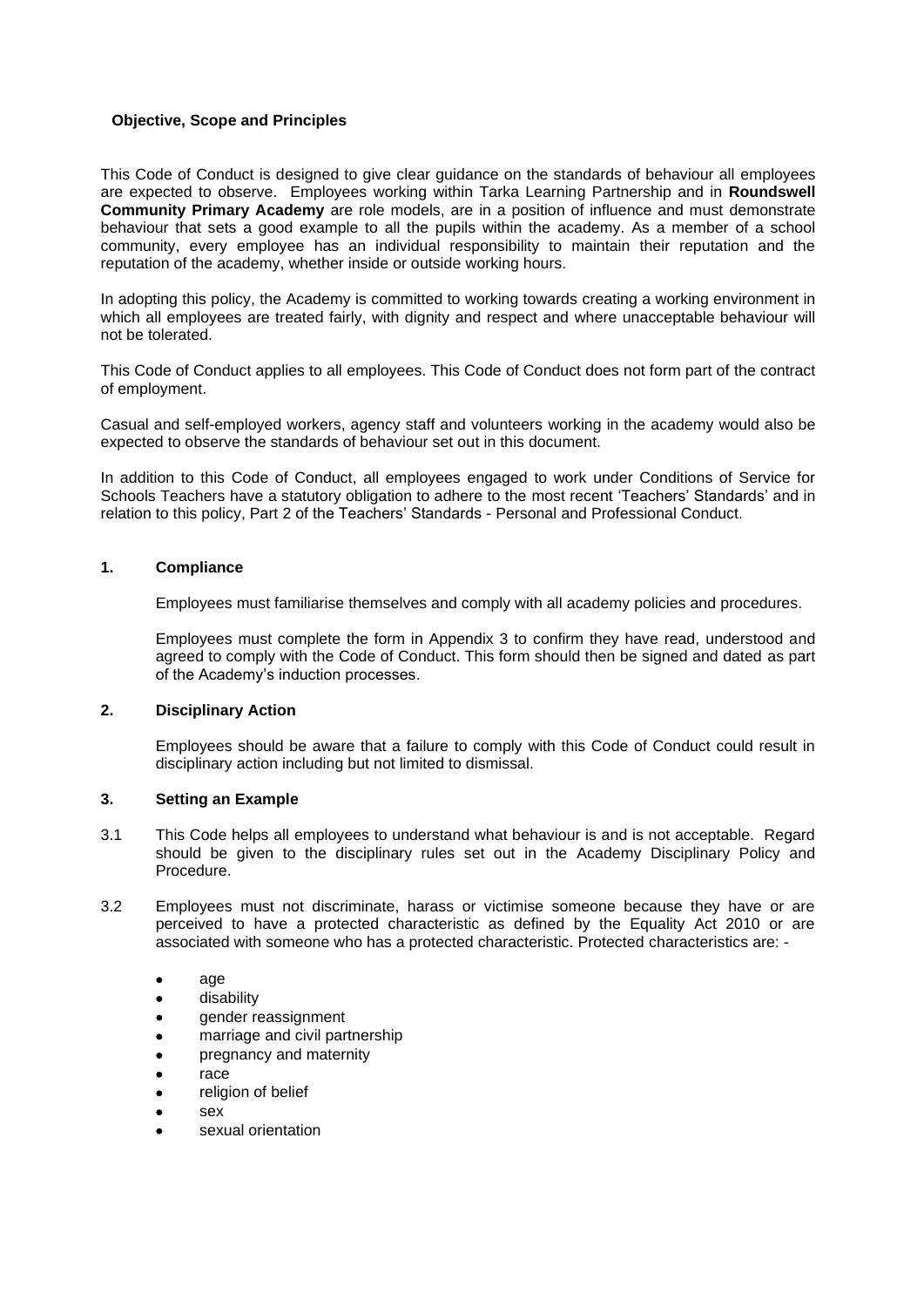## Objective, Scope and Principles

This Code of Conduct is designed to give clear guidance on the standards of behaviour all employees are expected to observe. Employees working within Tarka Learning Partnership and in **Roundswell Community Primary Academy** are role models, are in a position of influence and must demonstrate behaviour that sets a good example to all the pupils within the academy. As a member of a school community, every employee has an individual responsibility to maintain their reputation and the reputation of the academy, whether inside or outside working hours.

In adopting this policy, the Academy is committed to working towards creating a working environment in which all employees are treated fairly, with dignity and respect and where unacceptable behaviour will not be tolerated.

This Code of Conduct applies to all employees. This Code of Conduct does not form part of the contract of employment.

Casual and self-employed workers, agency staff and volunteers working in the academy would also be expected to observe the standards of behaviour set out in this document.

In addition to this Code of Conduct, all employees engaged to work under Conditions of Service for Schools Teachers have a statutory obligation to adhere to the most recent 'Teachers' Standards' and in relation to this policy, Part 2 of the Teachers' Standards - Personal and Professional Conduct.

### 1. Compliance

Employees must familiarise themselves and comply with all academy policies and procedures.

Employees must complete the form in Appendix 3 to confirm they have read, understood and agreed to comply with the Code of Conduct. This form should then be signed and dated as part of the Academy's induction processes.

### 2. Disciplinary Action

Employees should be aware that a failure to comply with this Code of Conduct could result in disciplinary action including but not limited to dismissal.

### 3. Setting an Example

3.1 This Code helps all employees to understand what behaviour is and is not acceptable. Regard should be given to the disciplinary rules set out in the Academy Disciplinary Policy and Procedure.

3.2 Employees must not discriminate, harass or victimise someone because they have or are perceived to have a protected characteristic as defined by the Equality Act 2010 or are associated with someone who has a protected characteristic. Protected characteristics are: -

- age
- disability
- gender reassignment
- marriage and civil partnership
- pregnancy and maternity
- race
- religion of belief
- sex
- sexual orientation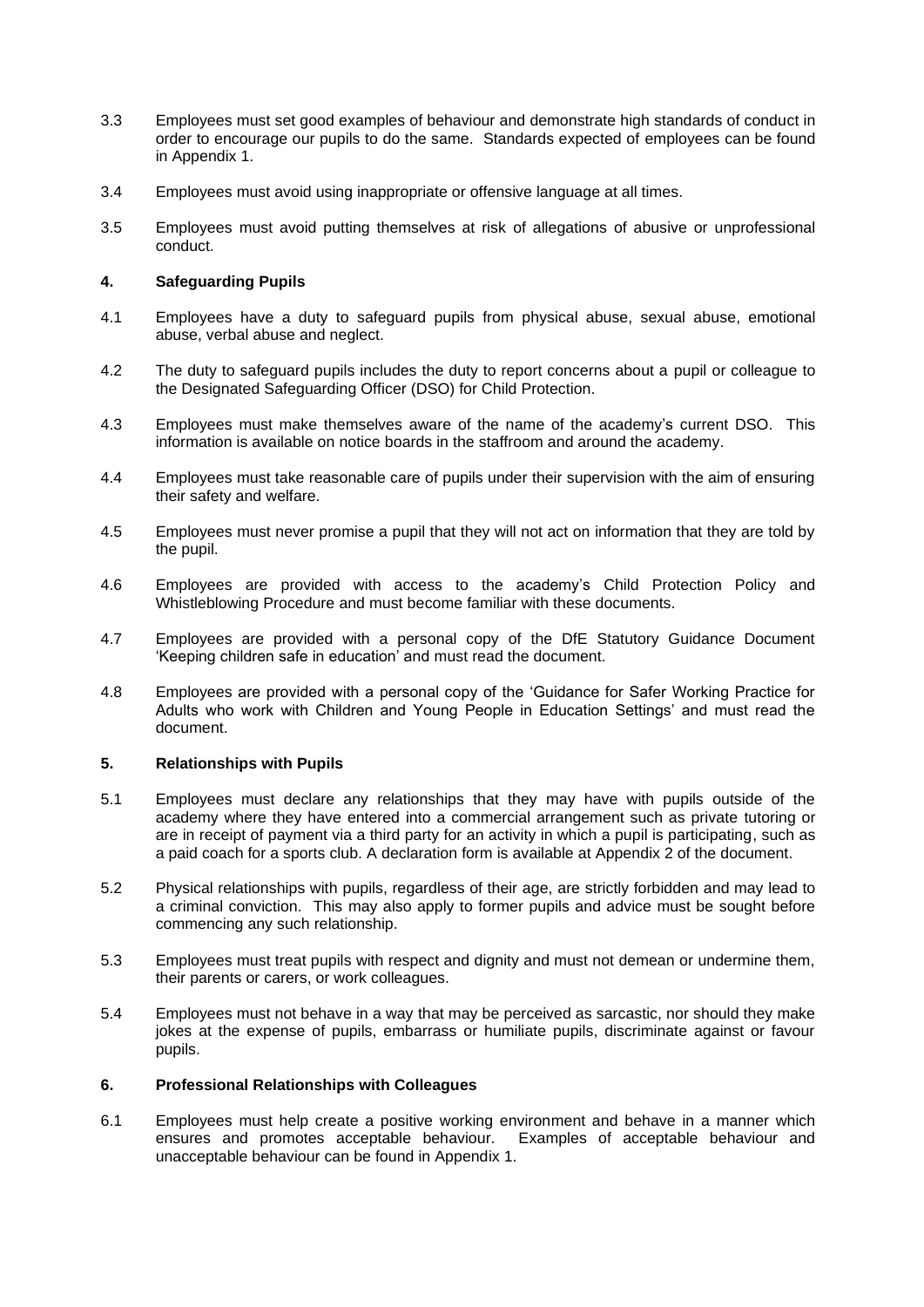3.3 Employees must set good examples of behaviour and demonstrate high standards of conduct in order to encourage our pupils to do the same. Standards expected of employees can be found in Appendix 1.

3.4 Employees must avoid using inappropriate or offensive language at all times.

3.5 Employees must avoid putting themselves at risk of allegations of abusive or unprofessional conduct.

## 4. Safeguarding Pupils

4.1 Employees have a duty to safeguard pupils from physical abuse, sexual abuse, emotional abuse, verbal abuse and neglect.

4.2 The duty to safeguard pupils includes the duty to report concerns about a pupil or colleague to the Designated Safeguarding Officer (DSO) for Child Protection.

4.3 Employees must make themselves aware of the name of the academy's current DSO. This information is available on notice boards in the staffroom and around the academy.

4.4 Employees must take reasonable care of pupils under their supervision with the aim of ensuring their safety and welfare.

4.5 Employees must never promise a pupil that they will not act on information that they are told by the pupil.

4.6 Employees are provided with access to the academy's Child Protection Policy and Whistleblowing Procedure and must become familiar with these documents.

4.7 Employees are provided with a personal copy of the DfE Statutory Guidance Document 'Keeping children safe in education' and must read the document.

4.8 Employees are provided with a personal copy of the 'Guidance for Safer Working Practice for Adults who work with Children and Young People in Education Settings' and must read the document.

## 5. Relationships with Pupils

5.1 Employees must declare any relationships that they may have with pupils outside of the academy where they have entered into a commercial arrangement such as private tutoring or are in receipt of payment via a third party for an activity in which a pupil is participating, such as a paid coach for a sports club. A declaration form is available at Appendix 2 of the document.

5.2 Physical relationships with pupils, regardless of their age, are strictly forbidden and may lead to a criminal conviction. This may also apply to former pupils and advice must be sought before commencing any such relationship.

5.3 Employees must treat pupils with respect and dignity and must not demean or undermine them, their parents or carers, or work colleagues.

5.4 Employees must not behave in a way that may be perceived as sarcastic, nor should they make jokes at the expense of pupils, embarrass or humiliate pupils, discriminate against or favour pupils.

## 6. Professional Relationships with Colleagues

6.1 Employees must help create a positive working environment and behave in a manner which ensures and promotes acceptable behaviour. Examples of acceptable behaviour and unacceptable behaviour can be found in Appendix 1.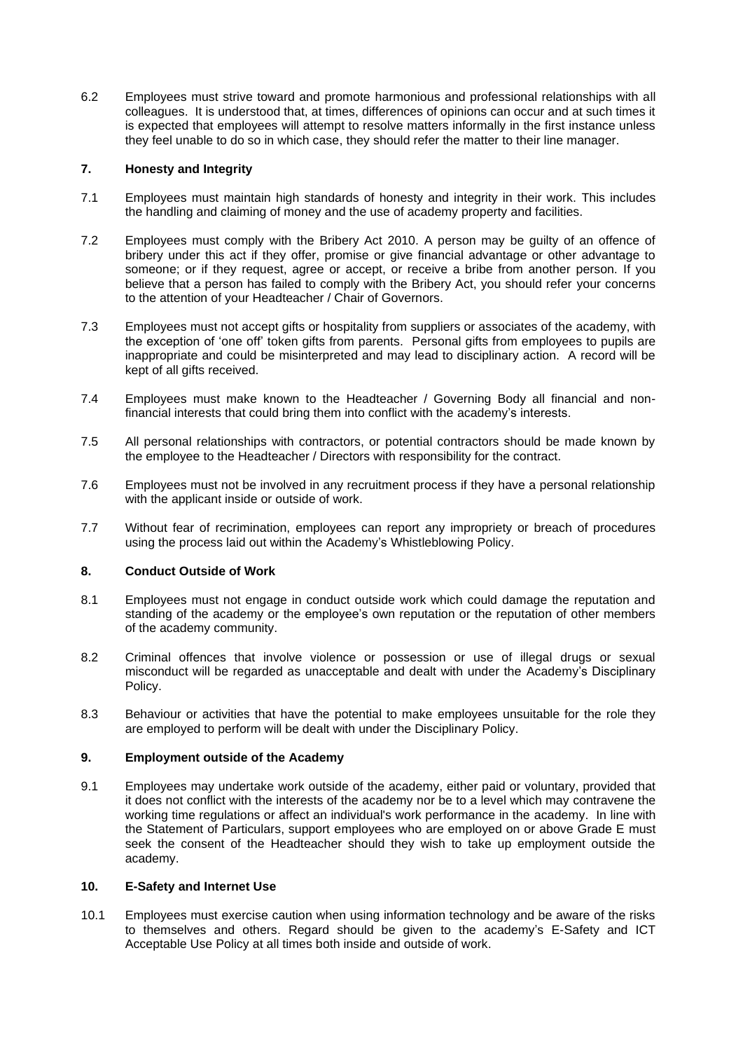6.2 Employees must strive toward and promote harmonious and professional relationships with all colleagues. It is understood that, at times, differences of opinions can occur and at such times it is expected that employees will attempt to resolve matters informally in the first instance unless they feel unable to do so in which case, they should refer the matter to their line manager.

## 7. Honesty and Integrity

7.1 Employees must maintain high standards of honesty and integrity in their work. This includes the handling and claiming of money and the use of academy property and facilities.

7.2 Employees must comply with the Bribery Act 2010. A person may be guilty of an offence of bribery under this act if they offer, promise or give financial advantage or other advantage to someone; or if they request, agree or accept, or receive a bribe from another person. If you believe that a person has failed to comply with the Bribery Act, you should refer your concerns to the attention of your Headteacher / Chair of Governors.

7.3 Employees must not accept gifts or hospitality from suppliers or associates of the academy, with the exception of 'one off' token gifts from parents. Personal gifts from employees to pupils are inappropriate and could be misinterpreted and may lead to disciplinary action. A record will be kept of all gifts received.

7.4 Employees must make known to the Headteacher / Governing Body all financial and non-financial interests that could bring them into conflict with the academy's interests.

7.5 All personal relationships with contractors, or potential contractors should be made known by the employee to the Headteacher / Directors with responsibility for the contract.

7.6 Employees must not be involved in any recruitment process if they have a personal relationship with the applicant inside or outside of work.

7.7 Without fear of recrimination, employees can report any impropriety or breach of procedures using the process laid out within the Academy's Whistleblowing Policy.

## 8. Conduct Outside of Work

8.1 Employees must not engage in conduct outside work which could damage the reputation and standing of the academy or the employee's own reputation or the reputation of other members of the academy community.

8.2 Criminal offences that involve violence or possession or use of illegal drugs or sexual misconduct will be regarded as unacceptable and dealt with under the Academy's Disciplinary Policy.

8.3 Behaviour or activities that have the potential to make employees unsuitable for the role they are employed to perform will be dealt with under the Disciplinary Policy.

## 9. Employment outside of the Academy

9.1 Employees may undertake work outside of the academy, either paid or voluntary, provided that it does not conflict with the interests of the academy nor be to a level which may contravene the working time regulations or affect an individual's work performance in the academy. In line with the Statement of Particulars, support employees who are employed on or above Grade E must seek the consent of the Headteacher should they wish to take up employment outside the academy.

## 10. E-Safety and Internet Use

10.1 Employees must exercise caution when using information technology and be aware of the risks to themselves and others. Regard should be given to the academy's E-Safety and ICT Acceptable Use Policy at all times both inside and outside of work.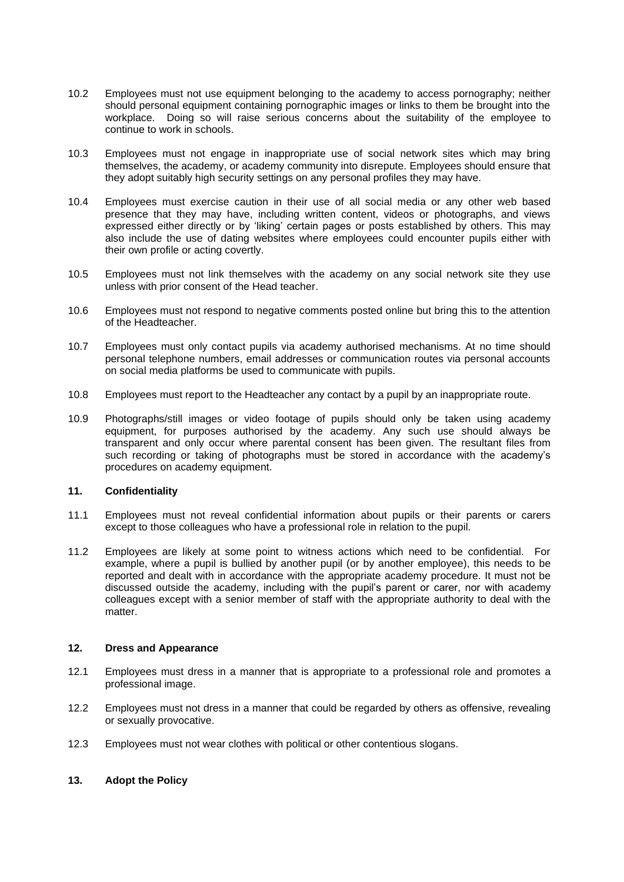10.2 Employees must not use equipment belonging to the academy to access pornography; neither should personal equipment containing pornographic images or links to them be brought into the workplace. Doing so will raise serious concerns about the suitability of the employee to continue to work in schools.

10.3 Employees must not engage in inappropriate use of social network sites which may bring themselves, the academy, or academy community into disrepute. Employees should ensure that they adopt suitably high security settings on any personal profiles they may have.

10.4 Employees must exercise caution in their use of all social media or any other web based presence that they may have, including written content, videos or photographs, and views expressed either directly or by 'liking' certain pages or posts established by others. This may also include the use of dating websites where employees could encounter pupils either with their own profile or acting covertly.

10.5 Employees must not link themselves with the academy on any social network site they use unless with prior consent of the Head teacher.

10.6 Employees must not respond to negative comments posted online but bring this to the attention of the Headteacher.

10.7 Employees must only contact pupils via academy authorised mechanisms. At no time should personal telephone numbers, email addresses or communication routes via personal accounts on social media platforms be used to communicate with pupils.

10.8 Employees must report to the Headteacher any contact by a pupil by an inappropriate route.

10.9 Photographs/still images or video footage of pupils should only be taken using academy equipment, for purposes authorised by the academy. Any such use should always be transparent and only occur where parental consent has been given. The resultant files from such recording or taking of photographs must be stored in accordance with the academy's procedures on academy equipment.

## 11. Confidentiality

11.1 Employees must not reveal confidential information about pupils or their parents or carers except to those colleagues who have a professional role in relation to the pupil.

11.2 Employees are likely at some point to witness actions which need to be confidential. For example, where a pupil is bullied by another pupil (or by another employee), this needs to be reported and dealt with in accordance with the appropriate academy procedure. It must not be discussed outside the academy, including with the pupil's parent or carer, nor with academy colleagues except with a senior member of staff with the appropriate authority to deal with the matter.

## 12. Dress and Appearance

12.1 Employees must dress in a manner that is appropriate to a professional role and promotes a professional image.

12.2 Employees must not dress in a manner that could be regarded by others as offensive, revealing or sexually provocative.

12.3 Employees must not wear clothes with political or other contentious slogans.

## 13. Adopt the Policy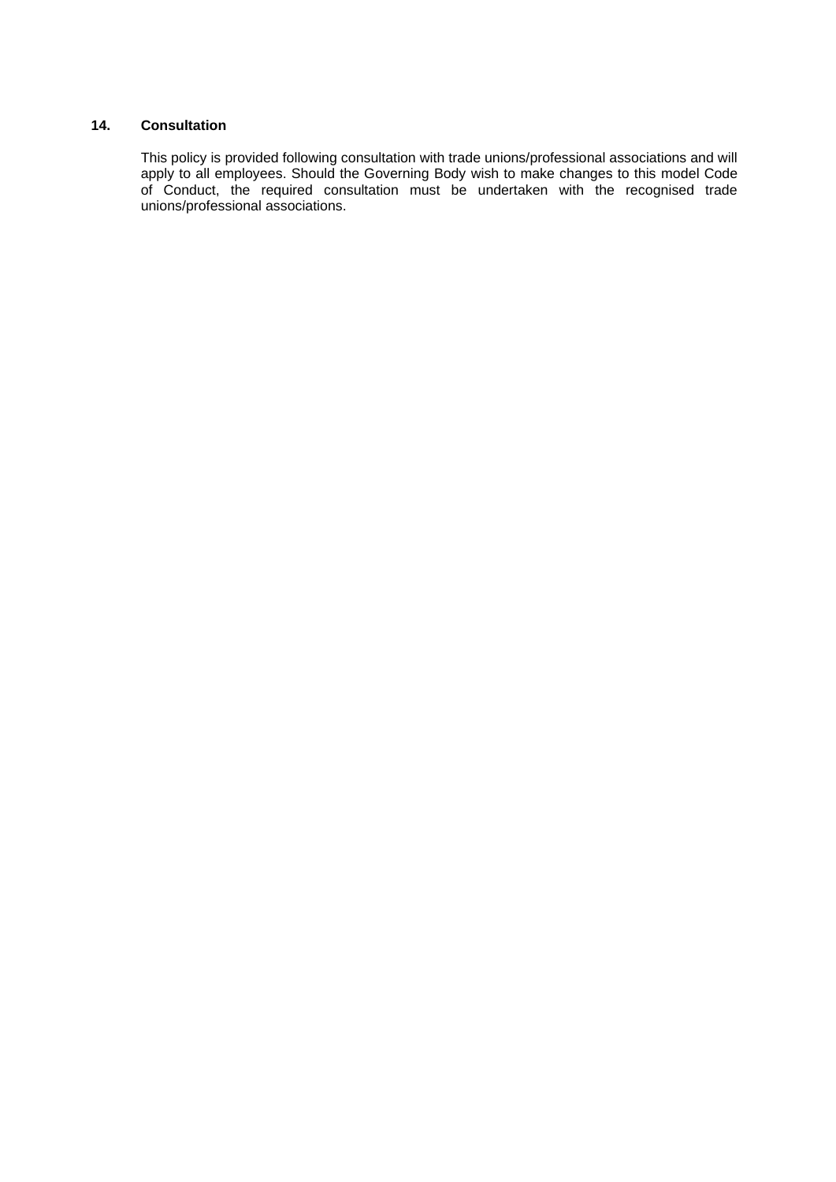## 14. Consultation

This policy is provided following consultation with trade unions/professional associations and will apply to all employees. Should the Governing Body wish to make changes to this model Code of Conduct, the required consultation must be undertaken with the recognised trade unions/professional associations.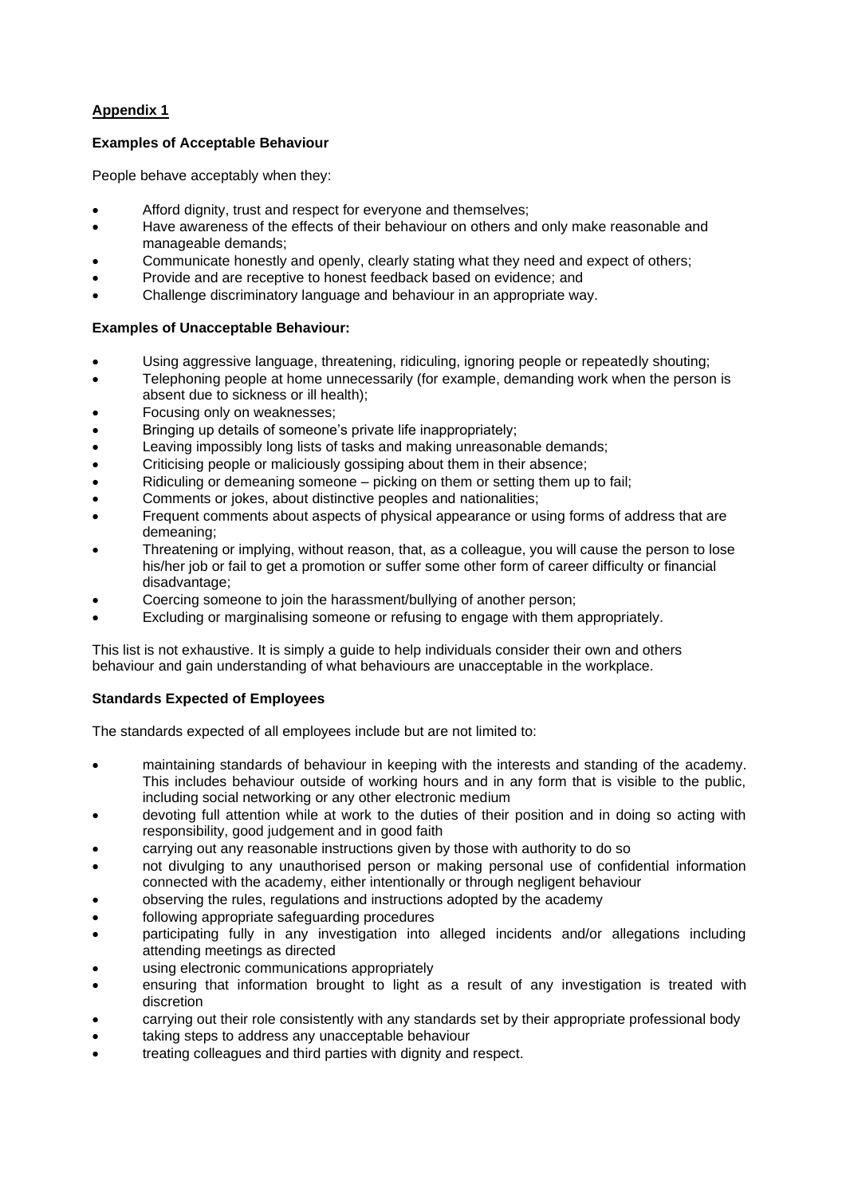## Appendix 1

### Examples of Acceptable Behaviour

People behave acceptably when they:

- Afford dignity, trust and respect for everyone and themselves;
- Have awareness of the effects of their behaviour on others and only make reasonable and manageable demands;
- Communicate honestly and openly, clearly stating what they need and expect of others;
- Provide and are receptive to honest feedback based on evidence; and
- Challenge discriminatory language and behaviour in an appropriate way.

### Examples of Unacceptable Behaviour:

- Using aggressive language, threatening, ridiculing, ignoring people or repeatedly shouting;
- Telephoning people at home unnecessarily (for example, demanding work when the person is absent due to sickness or ill health);
- Focusing only on weaknesses;
- Bringing up details of someone's private life inappropriately;
- Leaving impossibly long lists of tasks and making unreasonable demands;
- Criticising people or maliciously gossiping about them in their absence;
- Ridiculing or demeaning someone – picking on them or setting them up to fail;
- Comments or jokes, about distinctive peoples and nationalities;
- Frequent comments about aspects of physical appearance or using forms of address that are demeaning;
- Threatening or implying, without reason, that, as a colleague, you will cause the person to lose his/her job or fail to get a promotion or suffer some other form of career difficulty or financial disadvantage;
- Coercing someone to join the harassment/bullying of another person;
- Excluding or marginalising someone or refusing to engage with them appropriately.

This list is not exhaustive. It is simply a guide to help individuals consider their own and others behaviour and gain understanding of what behaviours are unacceptable in the workplace.

### Standards Expected of Employees

The standards expected of all employees include but are not limited to:

- maintaining standards of behaviour in keeping with the interests and standing of the academy. This includes behaviour outside of working hours and in any form that is visible to the public, including social networking or any other electronic medium
- devoting full attention while at work to the duties of their position and in doing so acting with responsibility, good judgement and in good faith
- carrying out any reasonable instructions given by those with authority to do so
- not divulging to any unauthorised person or making personal use of confidential information connected with the academy, either intentionally or through negligent behaviour
- observing the rules, regulations and instructions adopted by the academy
- following appropriate safeguarding procedures
- participating fully in any investigation into alleged incidents and/or allegations including attending meetings as directed
- using electronic communications appropriately
- ensuring that information brought to light as a result of any investigation is treated with discretion
- carrying out their role consistently with any standards set by their appropriate professional body
- taking steps to address any unacceptable behaviour
- treating colleagues and third parties with dignity and respect.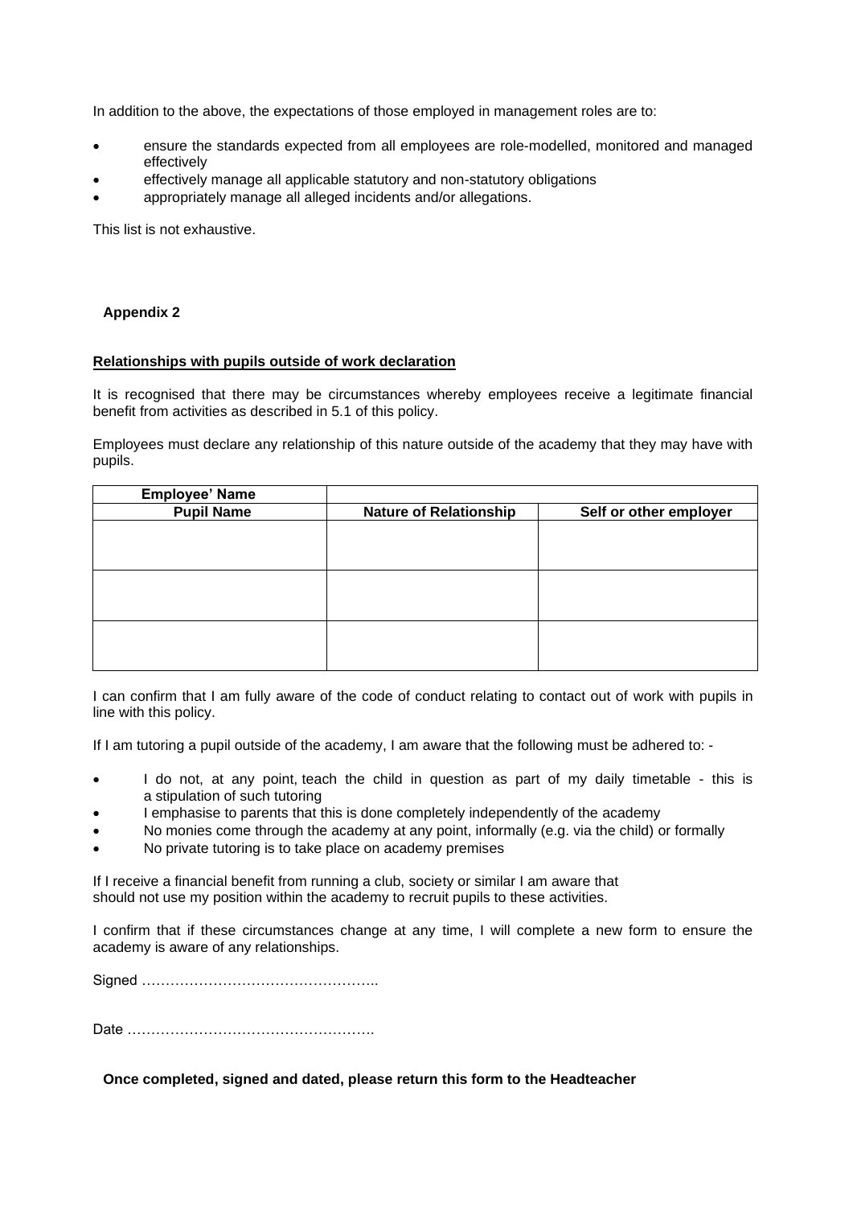In addition to the above, the expectations of those employed in management roles are to:

- ensure the standards expected from all employees are role-modelled, monitored and managed effectively
- effectively manage all applicable statutory and non-statutory obligations
- appropriately manage all alleged incidents and/or allegations.

This list is not exhaustive.

**Appendix 2**

**Relationships with pupils outside of work declaration**

It is recognised that there may be circumstances whereby employees receive a legitimate financial benefit from activities as described in 5.1 of this policy.

Employees must declare any relationship of this nature outside of the academy that they may have with pupils.

| **Employee' Name** | | |
|---|---|---|
| **Pupil Name** | **Nature of Relationship** | **Self or other employer** |
| | | |
| | | |
| | | |

I can confirm that I am fully aware of the code of conduct relating to contact out of work with pupils in line with this policy.

If I am tutoring a pupil outside of the academy, I am aware that the following must be adhered to: -

- I do not, at any point, teach the child in question as part of my daily timetable - this is a stipulation of such tutoring
- I emphasise to parents that this is done completely independently of the academy
- No monies come through the academy at any point, informally (e.g. via the child) or formally
- No private tutoring is to take place on academy premises

If I receive a financial benefit from running a club, society or similar I am aware that should not use my position within the academy to recruit pupils to these activities.

I confirm that if these circumstances change at any time, I will complete a new form to ensure the academy is aware of any relationships.

Signed …………………………………………..

Date …………………………………………….

**Once completed, signed and dated, please return this form to the Headteacher**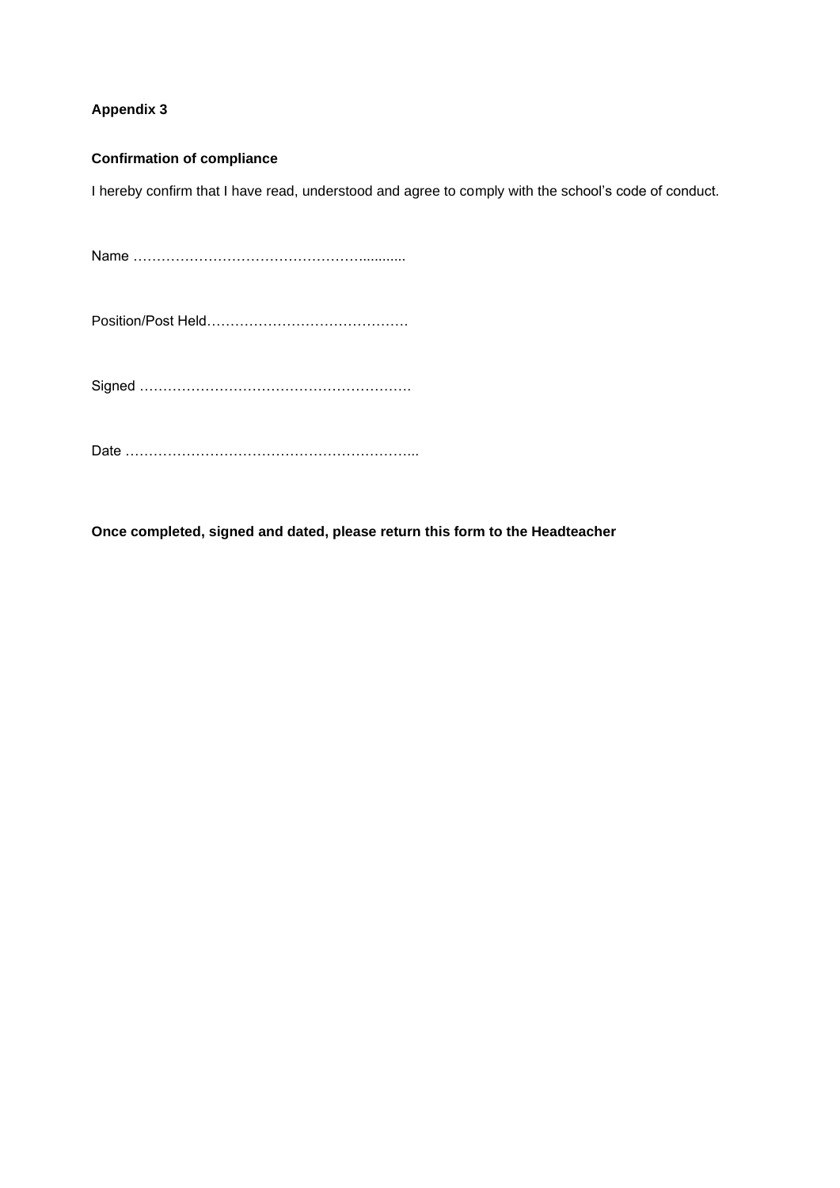**Appendix 3**

**Confirmation of compliance**

I hereby confirm that I have read, understood and agree to comply with the school's code of conduct.

Name ……………………………………………..........

Position/Post Held……………………………………

Signed ………………………………………………….

Date ……………………………………………………...

**Once completed, signed and dated, please return this form to the Headteacher**